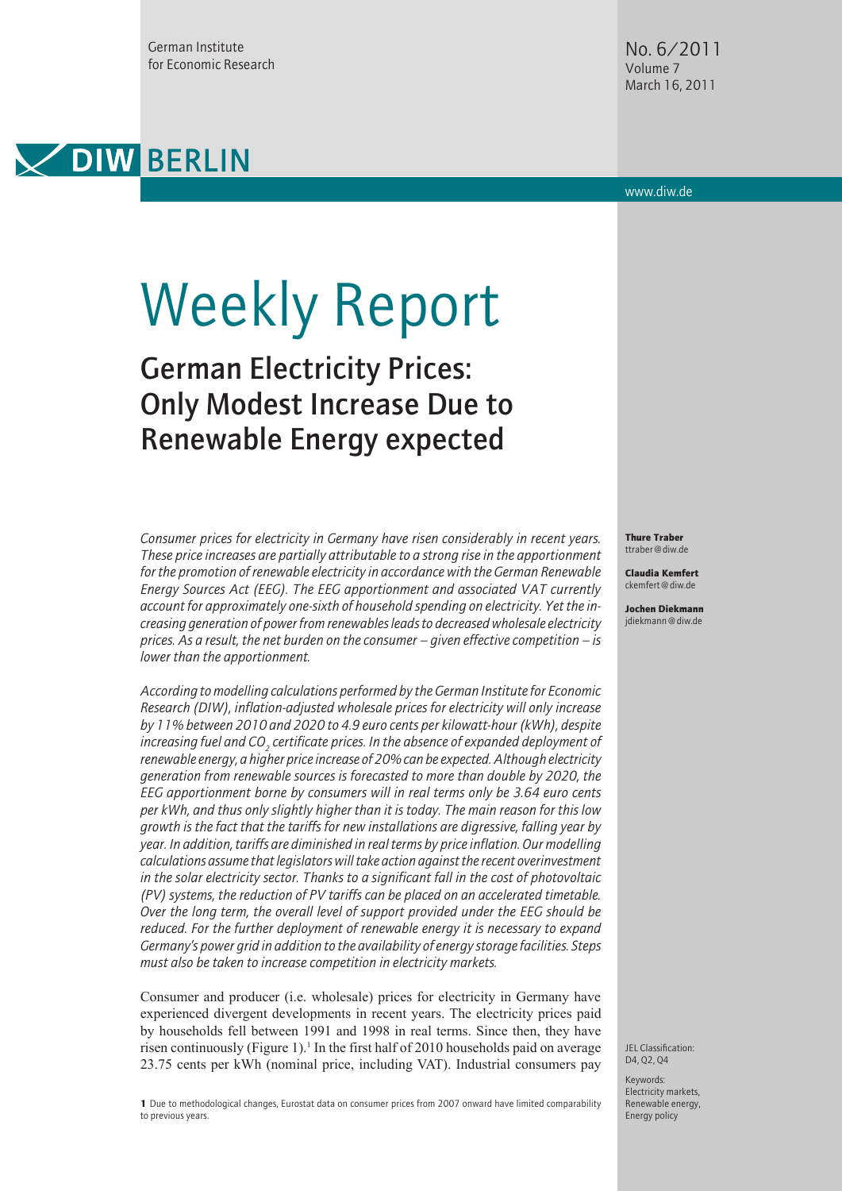German Institute for Economic Research

No. 6/2011
Volume 7
March 16, 2011

DIW BERLIN

www.diw.de

# Weekly Report

## German Electricity Prices: Only Modest Increase Due to Renewable Energy expected

**Thure Traber**
ttraber@diw.de

**Claudia Kemfert**
ckemfert@diw.de

**Jochen Diekmann**
jdiekmann@diw.de

*Consumer prices for electricity in Germany have risen considerably in recent years. These price increases are partially attributable to a strong rise in the apportionment for the promotion of renewable electricity in accordance with the German Renewable Energy Sources Act (EEG). The EEG apportionment and associated VAT currently account for approximately one-sixth of household spending on electricity. Yet the increasing generation of power from renewables leads to decreased wholesale electricity prices. As a result, the net burden on the consumer – given effective competition – is lower than the apportionment.*

*According to modelling calculations performed by the German Institute for Economic Research (DIW), inflation-adjusted wholesale prices for electricity will only increase by 11% between 2010 and 2020 to 4.9 euro cents per kilowatt-hour (kWh), despite increasing fuel and $CO_2$ certificate prices. In the absence of expanded deployment of renewable energy, a higher price increase of 20% can be expected. Although electricity generation from renewable sources is forecasted to more than double by 2020, the EEG apportionment borne by consumers will in real terms only be 3.64 euro cents per kWh, and thus only slightly higher than it is today. The main reason for this low growth is the fact that the tariffs for new installations are digressive, falling year by year. In addition, tariffs are diminished in real terms by price inflation. Our modelling calculations assume that legislators will take action against the recent overinvestment in the solar electricity sector. Thanks to a significant fall in the cost of photovoltaic (PV) systems, the reduction of PV tariffs can be placed on an accelerated timetable. Over the long term, the overall level of support provided under the EEG should be reduced. For the further deployment of renewable energy it is necessary to expand Germany's power grid in addition to the availability of energy storage facilities. Steps must also be taken to increase competition in electricity markets.*

Consumer and producer (i.e. wholesale) prices for electricity in Germany have experienced divergent developments in recent years. The electricity prices paid by households fell between 1991 and 1998 in real terms. Since then, they have risen continuously (Figure 1).[1] In the first half of 2010 households paid on average 23.75 cents per kWh (nominal price, including VAT). Industrial consumers pay

JEL Classification: D4, Q2, Q4

Keywords: Electricity markets, Renewable energy, Energy policy

[1] Due to methodological changes, Eurostat data on consumer prices from 2007 onward have limited comparability to previous years.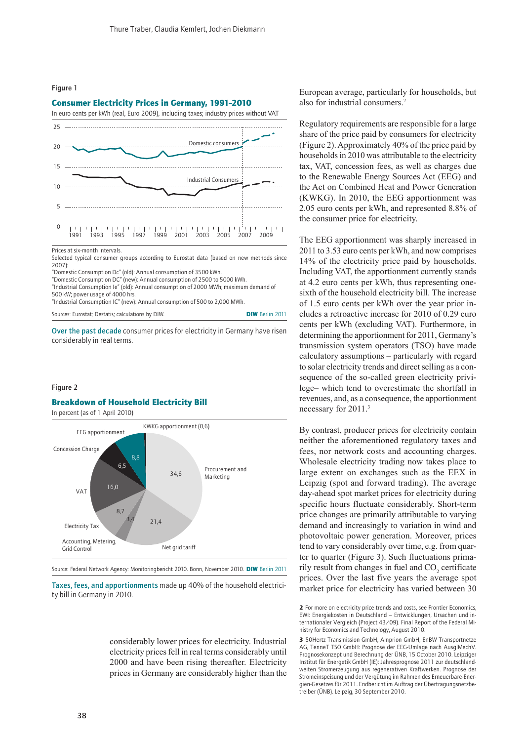Figure 1

## Consumer Electricity Prices in Germany, 1991–2010

In euro cents per kWh (real, Euro 2009), including taxes; industry prices without VAT

Prices at six-month intervals.
Selected typical consumer groups according to Eurostat data (based on new methods since 2007):
"Domestic Consumption Dc" (old): Annual consumption of 3500 kWh.
"Domestic Consumption DC" (new): Annual consumption of 2500 to 5000 kWh.
"Industrial Consumption Ie" (old): Annual consumption of 2000 MWh; maximum demand of 500 kW; power usage of 4000 hrs.
"Industrial Consumption IC" (new): Annual consumption of 500 to 2,000 MWh.

Sources: Eurostat; Destatis; calculations by DIW. DIW Berlin 2011

Over the past decade consumer prices for electricity in Germany have risen considerably in real terms.

Figure 2

## Breakdown of Household Electricity Bill

In percent (as of 1 April 2010)

Source: Federal Network Agency: Monitoringbericht 2010. Bonn, November 2010. DIW Berlin 2011

Taxes, fees, and apportionments made up 40% of the household electricity bill in Germany in 2010.

considerably lower prices for electricity. Industrial electricity prices fell in real terms considerably until 2000 and have been rising thereafter. Electricity prices in Germany are considerably higher than the European average, particularly for households, but also for industrial consumers.[2]

Regulatory requirements are responsible for a large share of the price paid by consumers for electricity (Figure 2). Approximately 40% of the price paid by households in 2010 was attributable to the electricity tax, VAT, concession fees, as well as charges due to the Renewable Energy Sources Act (EEG) and the Act on Combined Heat and Power Generation (KWKG). In 2010, the EEG apportionment was 2.05 euro cents per kWh, and represented 8.8% of the consumer price for electricity.

The EEG apportionment was sharply increased in 2011 to 3.53 euro cents per kWh, and now comprises 14% of the electricity price paid by households. Including VAT, the apportionment currently stands at 4.2 euro cents per kWh, thus representing one-sixth of the household electricity bill. The increase of 1.5 euro cents per kWh over the year prior includes a retroactive increase for 2010 of 0.29 euro cents per kWh (excluding VAT). Furthermore, in determining the apportionment for 2011, Germany's transmission system operators (TSO) have made calculatory assumptions – particularly with regard to solar electricity trends and direct selling as a consequence of the so-called green electricity privilege– which tend to overestimate the shortfall in revenues, and, as a consequence, the apportionment necessary for 2011.[3]

By contrast, producer prices for electricity contain neither the aforementioned regulatory taxes and fees, nor network costs and accounting charges. Wholesale electricity trading now takes place to large extent on exchanges such as the EEX in Leipzig (spot and forward trading). The average day-ahead spot market prices for electricity during specific hours fluctuate considerably. Short-term price changes are primarily attributable to varying demand and increasingly to variation in wind and photovoltaic power generation. Moreover, prices tend to vary considerably over time, e.g. from quarter to quarter (Figure 3). Such fluctuations primarily result from changes in fuel and $CO_2$ certificate prices. Over the last five years the average spot market price for electricity has varied between 30

**2** For more on electricity price trends and costs, see Frontier Economics, EWI: Energiekosten in Deutschland – Entwicklungen, Ursachen und internationaler Vergleich (Project 43/09). Final Report of the Federal Ministry for Economics and Technology, August 2010.

**3** 50Hertz Transmission GmbH, Amprion GmbH, EnBW Transportnetze AG, TenneT TSO GmbH: Prognose der EEG-Umlage nach AusglMechV. Prognosekonzept und Berechnung der ÜNB, 15 October 2010. Leipziger Institut für Energetik GmbH (IE): Jahresprognose 2011 zur deutschlandweiten Stromerzeugung aus regenerativen Kraftwerken. Prognose der Stromeinspeisung und der Vergütung im Rahmen des Erneuerbare-Energien-Gesetzes für 2011. Endbericht im Auftrag der Übertragungsnetzbetreiber (ÜNB). Leipzig, 30 September 2010.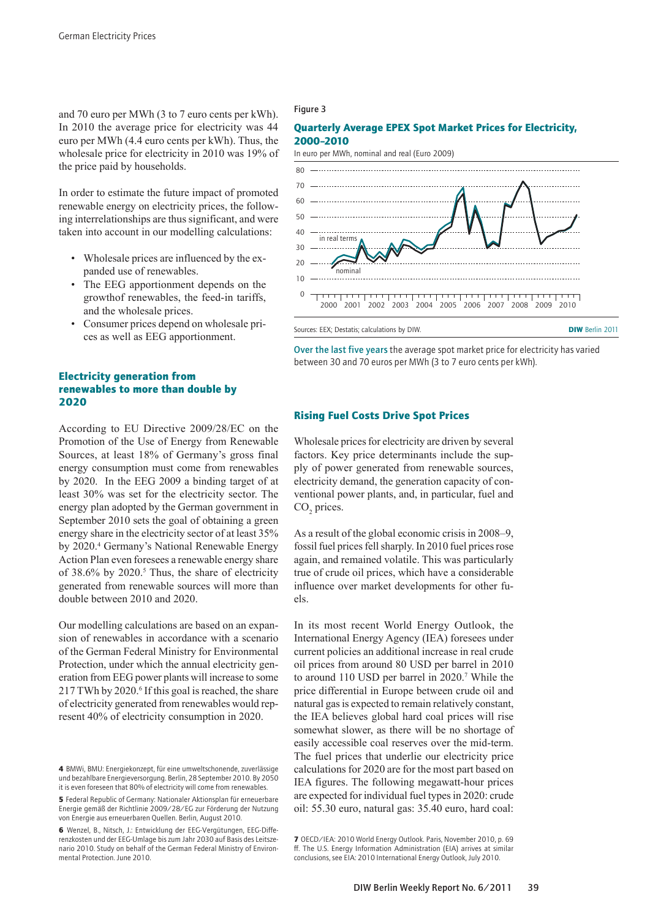and 70 euro per MWh (3 to 7 euro cents per kWh). In 2010 the average price for electricity was 44 euro per MWh (4.4 euro cents per kWh). Thus, the wholesale price for electricity in 2010 was 19% of the price paid by households.

In order to estimate the future impact of promoted renewable energy on electricity prices, the following interrelationships are thus significant, and were taken into account in our modelling calculations:

- Wholesale prices are influenced by the expanded use of renewables.
- The EEG apportionment depends on the growthof renewables, the feed-in tariffs, and the wholesale prices.
- Consumer prices depend on wholesale prices as well as EEG apportionment.

## Electricity generation from renewables to more than double by 2020

According to EU Directive 2009/28/EC on the Promotion of the Use of Energy from Renewable Sources, at least 18% of Germany's gross final energy consumption must come from renewables by 2020. In the EEG 2009 a binding target of at least 30% was set for the electricity sector. The energy plan adopted by the German government in September 2010 sets the goal of obtaining a green energy share in the electricity sector of at least 35% by 2020.[4] Germany's National Renewable Energy Action Plan even foresees a renewable energy share of 38.6% by 2020.[5] Thus, the share of electricity generated from renewable sources will more than double between 2010 and 2020.

Our modelling calculations are based on an expansion of renewables in accordance with a scenario of the German Federal Ministry for Environmental Protection, under which the annual electricity generation from EEG power plants will increase to some 217 TWh by 2020.[6] If this goal is reached, the share of electricity generated from renewables would represent 40% of electricity consumption in 2020.

Figure 3

**Quarterly Average EPEX Spot Market Prices for Electricity, 2000–2010**

In euro per MWh, nominal and real (Euro 2009)

Sources: EEX; Destatis; calculations by DIW.

Over the last five years the average spot market price for electricity has varied between 30 and 70 euros per MWh (3 to 7 euro cents per kWh).

## Rising Fuel Costs Drive Spot Prices

Wholesale prices for electricity are driven by several factors. Key price determinants include the supply of power generated from renewable sources, electricity demand, the generation capacity of conventional power plants, and, in particular, fuel and $CO_2$ prices.

As a result of the global economic crisis in 2008–9, fossil fuel prices fell sharply. In 2010 fuel prices rose again, and remained volatile. This was particularly true of crude oil prices, which have a considerable influence over market developments for other fuels.

In its most recent World Energy Outlook, the International Energy Agency (IEA) foresees under current policies an additional increase in real crude oil prices from around 80 USD per barrel in 2010 to around 110 USD per barrel in 2020.[7] While the price differential in Europe between crude oil and natural gas is expected to remain relatively constant, the IEA believes global hard coal prices will rise somewhat slower, as there will be no shortage of easily accessible coal reserves over the mid-term. The fuel prices that underlie our electricity price calculations for 2020 are for the most part based on IEA figures. The following megawatt-hour prices are expected for individual fuel types in 2020: crude oil: 55.30 euro, natural gas: 35.40 euro, hard coal:

---

4 BMWi, BMU: Energiekonzept, für eine umweltschonende, zuverlässige und bezahlbare Energieversorgung. Berlin, 28 September 2010. By 2050 it is even foreseen that 80% of electricity will come from renewables.

5 Federal Republic of Germany: Nationaler Aktionsplan für erneuerbare Energie gemäß der Richtlinie 2009/28/EG zur Förderung der Nutzung von Energie aus erneuerbaren Quellen. Berlin, August 2010.

6 Wenzel, B., Nitsch, J.: Entwicklung der EEG-Vergütungen, EEG-Differenzkosten und der EEG-Umlage bis zum Jahr 2030 auf Basis des Leitszenario 2010. Study on behalf of the German Federal Ministry of Environmental Protection. June 2010.

7 OECD/IEA: 2010 World Energy Outlook. Paris, November 2010, p. 69 ff. The U.S. Energy Information Administration (EIA) arrives at similar conclusions, see EIA: 2010 International Energy Outlook, July 2010.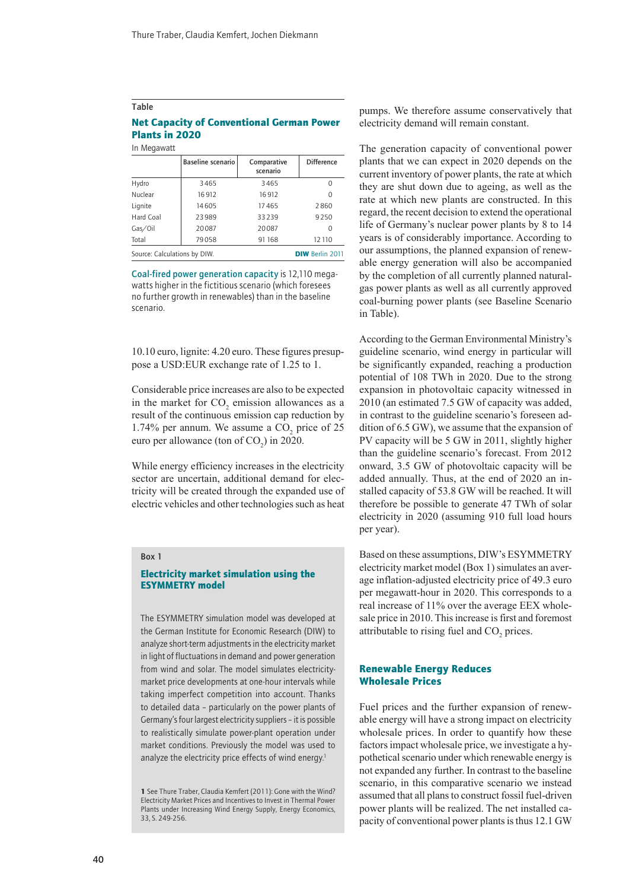Table

**Net Capacity of Conventional German Power Plants in 2020**

In Megawatt

| | Baseline scenario | Comparative scenario | Difference |
|---|---|---|---|
| Hydro | 3465 | 3465 | 0 |
| Nuclear | 16912 | 16912 | 0 |
| Lignite | 14605 | 17465 | 2860 |
| Hard Coal | 23989 | 33239 | 9250 |
| Gas/Oil | 20087 | 20087 | 0 |
| Total | 79058 | 91168 | 12110 |

Source: Calculations by DIW. **DIW** Berlin 2011

Coal-fired power generation capacity is 12,110 megawatts higher in the fictitious scenario (which foresees no further growth in renewables) than in the baseline scenario.

10.10 euro, lignite: 4.20 euro. These figures presuppose a USD:EUR exchange rate of 1.25 to 1.

Considerable price increases are also to be expected in the market for $CO_2$ emission allowances as a result of the continuous emission cap reduction by 1.74% per annum. We assume a $CO_2$ price of 25 euro per allowance (ton of $CO_2$) in 2020.

While energy efficiency increases in the electricity sector are uncertain, additional demand for electricity will be created through the expanded use of electric vehicles and other technologies such as heat pumps. We therefore assume conservatively that electricity demand will remain constant.

The generation capacity of conventional power plants that we can expect in 2020 depends on the current inventory of power plants, the rate at which they are shut down due to ageing, as well as the rate at which new plants are constructed. In this regard, the recent decision to extend the operational life of Germany's nuclear power plants by 8 to 14 years is of considerably importance. According to our assumptions, the planned expansion of renewable energy generation will also be accompanied by the completion of all currently planned natural-gas power plants as well as all currently approved coal-burning power plants (see Baseline Scenario in Table).

According to the German Environmental Ministry's guideline scenario, wind energy in particular will be significantly expanded, reaching a production potential of 108 TWh in 2020. Due to the strong expansion in photovoltaic capacity witnessed in 2010 (an estimated 7.5 GW of capacity was added, in contrast to the guideline scenario's foreseen addition of 6.5 GW), we assume that the expansion of PV capacity will be 5 GW in 2011, slightly higher than the guideline scenario's forecast. From 2012 onward, 3.5 GW of photovoltaic capacity will be added annually. Thus, at the end of 2020 an installed capacity of 53.8 GW will be reached. It will therefore be possible to generate 47 TWh of solar electricity in 2020 (assuming 910 full load hours per year).

Based on these assumptions, DIW's ESYMMETRY electricity market model (Box 1) simulates an average inflation-adjusted electricity price of 49.3 euro per megawatt-hour in 2020. This corresponds to a real increase of 11% over the average EEX wholesale price in 2010. This increase is first and foremost attributable to rising fuel and $CO_2$ prices.

> Box 1
>
> **Electricity market simulation using the ESYMMETRY model**
>
> The ESYMMETRY simulation model was developed at the German Institute for Economic Research (DIW) to analyze short-term adjustments in the electricity market in light of fluctuations in demand and power generation from wind and solar. The model simulates electricity-market price developments at one-hour intervals while taking imperfect competition into account. Thanks to detailed data – particularly on the power plants of Germany's four largest electricity suppliers – it is possible to realistically simulate power-plant operation under market conditions. Previously the model was used to analyze the electricity price effects of wind energy.[1]
>
> 1 See Thure Traber, Claudia Kemfert (2011): Gone with the Wind? Electricity Market Prices and Incentives to Invest in Thermal Power Plants under Increasing Wind Energy Supply, Energy Economics, 33, S. 249-256.

## Renewable Energy Reduces Wholesale Prices

Fuel prices and the further expansion of renewable energy will have a strong impact on electricity wholesale prices. In order to quantify how these factors impact wholesale price, we investigate a hypothetical scenario under which renewable energy is not expanded any further. In contrast to the baseline scenario, in this comparative scenario we instead assumed that all plans to construct fossil fuel-driven power plants will be realized. The net installed capacity of conventional power plants is thus 12.1 GW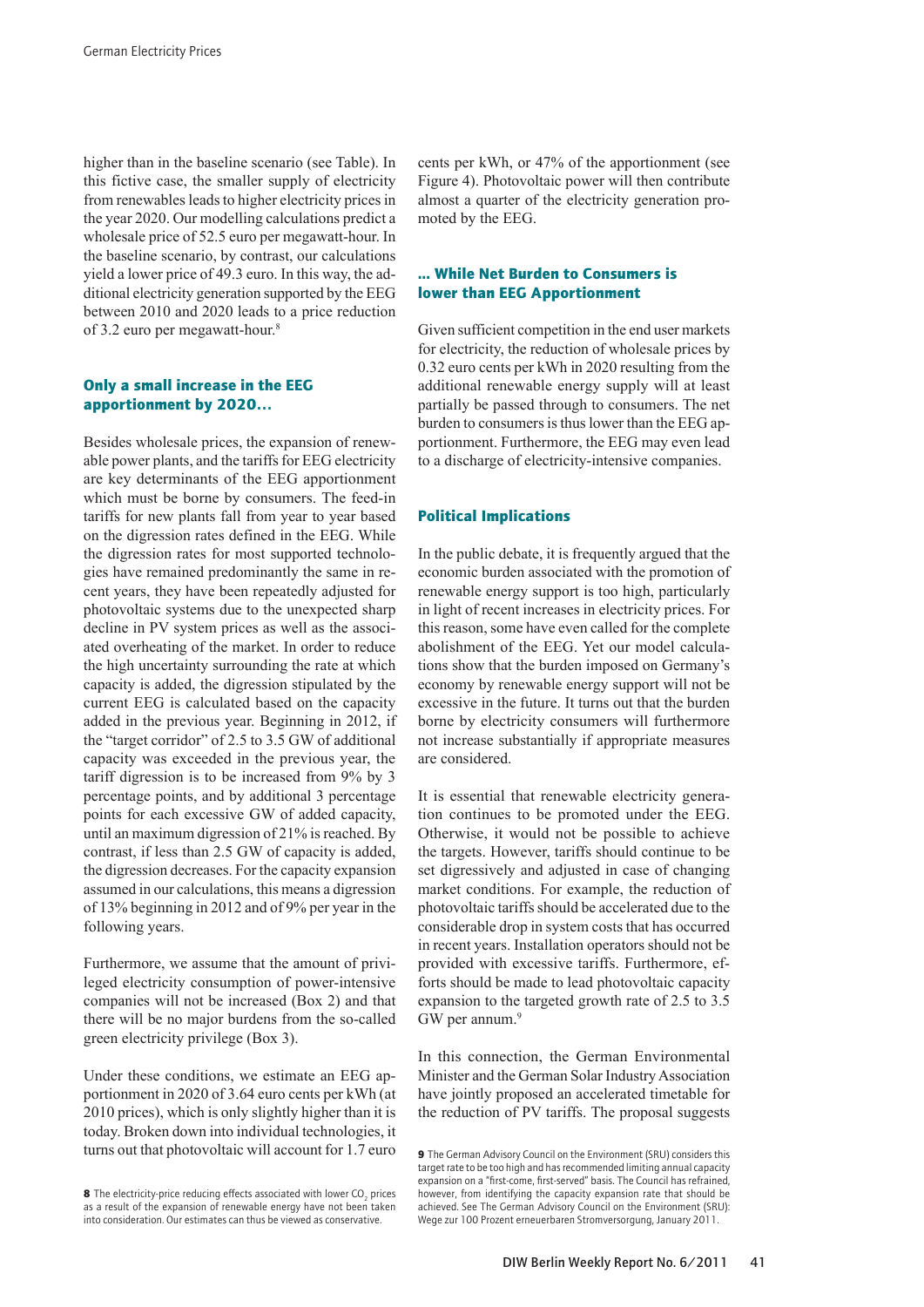higher than in the baseline scenario (see Table). In this fictive case, the smaller supply of electricity from renewables leads to higher electricity prices in the year 2020. Our modelling calculations predict a wholesale price of 52.5 euro per megawatt-hour. In the baseline scenario, by contrast, our calculations yield a lower price of 49.3 euro. In this way, the additional electricity generation supported by the EEG between 2010 and 2020 leads to a price reduction of 3.2 euro per megawatt-hour.[8]

### Only a small increase in the EEG apportionment by 2020…

Besides wholesale prices, the expansion of renewable power plants, and the tariffs for EEG electricity are key determinants of the EEG apportionment which must be borne by consumers. The feed-in tariffs for new plants fall from year to year based on the digression rates defined in the EEG. While the digression rates for most supported technologies have remained predominantly the same in recent years, they have been repeatedly adjusted for photovoltaic systems due to the unexpected sharp decline in PV system prices as well as the associated overheating of the market. In order to reduce the high uncertainty surrounding the rate at which capacity is added, the digression stipulated by the current EEG is calculated based on the capacity added in the previous year. Beginning in 2012, if the "target corridor" of 2.5 to 3.5 GW of additional capacity was exceeded in the previous year, the tariff digression is to be increased from 9% by 3 percentage points, and by additional 3 percentage points for each excessive GW of added capacity, until an maximum digression of 21% is reached. By contrast, if less than 2.5 GW of capacity is added, the digression decreases. For the capacity expansion assumed in our calculations, this means a digression of 13% beginning in 2012 and of 9% per year in the following years.

Furthermore, we assume that the amount of privileged electricity consumption of power-intensive companies will not be increased (Box 2) and that there will be no major burdens from the so-called green electricity privilege (Box 3).

Under these conditions, we estimate an EEG apportionment in 2020 of 3.64 euro cents per kWh (at 2010 prices), which is only slightly higher than it is today. Broken down into individual technologies, it turns out that photovoltaic will account for 1.7 euro cents per kWh, or 47% of the apportionment (see Figure 4). Photovoltaic power will then contribute almost a quarter of the electricity generation promoted by the EEG.

### … While Net Burden to Consumers is lower than EEG Apportionment

Given sufficient competition in the end user markets for electricity, the reduction of wholesale prices by 0.32 euro cents per kWh in 2020 resulting from the additional renewable energy supply will at least partially be passed through to consumers. The net burden to consumers is thus lower than the EEG apportionment. Furthermore, the EEG may even lead to a discharge of electricity-intensive companies.

### Political Implications

In the public debate, it is frequently argued that the economic burden associated with the promotion of renewable energy support is too high, particularly in light of recent increases in electricity prices. For this reason, some have even called for the complete abolishment of the EEG. Yet our model calculations show that the burden imposed on Germany's economy by renewable energy support will not be excessive in the future. It turns out that the burden borne by electricity consumers will furthermore not increase substantially if appropriate measures are considered.

It is essential that renewable electricity generation continues to be promoted under the EEG. Otherwise, it would not be possible to achieve the targets. However, tariffs should continue to be set digressively and adjusted in case of changing market conditions. For example, the reduction of photovoltaic tariffs should be accelerated due to the considerable drop in system costs that has occurred in recent years. Installation operators should not be provided with excessive tariffs. Furthermore, efforts should be made to lead photovoltaic capacity expansion to the targeted growth rate of 2.5 to 3.5 GW per annum.[9]

In this connection, the German Environmental Minister and the German Solar Industry Association have jointly proposed an accelerated timetable for the reduction of PV tariffs. The proposal suggests

---

**8** The electricity-price reducing effects associated with lower $CO_2$ prices as a result of the expansion of renewable energy have not been taken into consideration. Our estimates can thus be viewed as conservative.

**9** The German Advisory Council on the Environment (SRU) considers this target rate to be too high and has recommended limiting annual capacity expansion on a "first-come, first-served" basis. The Council has refrained, however, from identifying the capacity expansion rate that should be achieved. See The German Advisory Council on the Environment (SRU): Wege zur 100 Prozent erneuerbaren Stromversorgung, January 2011.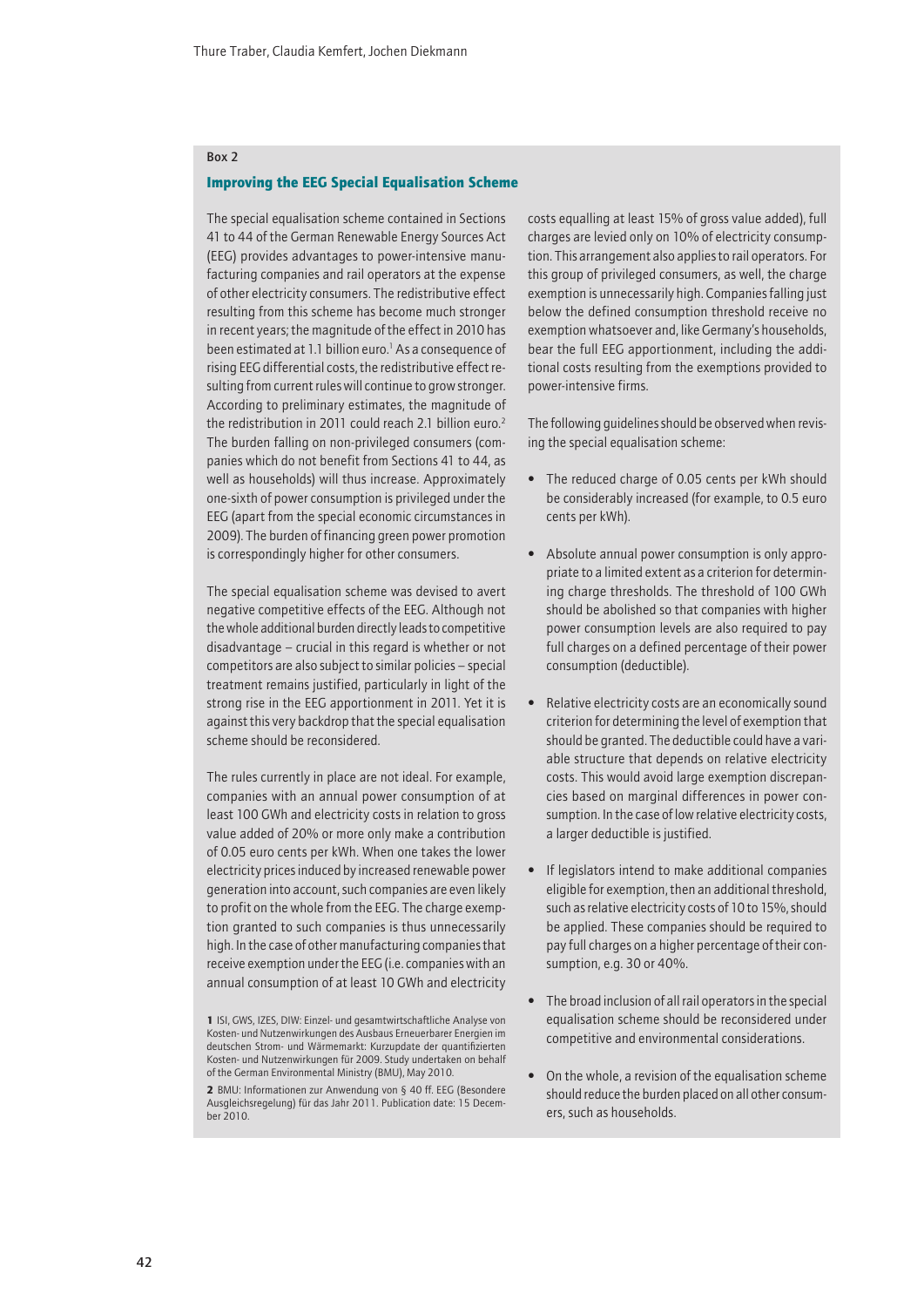Box 2

### Improving the EEG Special Equalisation Scheme

The special equalisation scheme contained in Sections 41 to 44 of the German Renewable Energy Sources Act (EEG) provides advantages to power-intensive manufacturing companies and rail operators at the expense of other electricity consumers. The redistributive effect resulting from this scheme has become much stronger in recent years; the magnitude of the effect in 2010 has been estimated at 1.1 billion euro.[1] As a consequence of rising EEG differential costs, the redistributive effect resulting from current rules will continue to grow stronger. According to preliminary estimates, the magnitude of the redistribution in 2011 could reach 2.1 billion euro.[2] The burden falling on non-privileged consumers (companies which do not benefit from Sections 41 to 44, as well as households) will thus increase. Approximately one-sixth of power consumption is privileged under the EEG (apart from the special economic circumstances in 2009). The burden of financing green power promotion is correspondingly higher for other consumers.

The special equalisation scheme was devised to avert negative competitive effects of the EEG. Although not the whole additional burden directly leads to competitive disadvantage – crucial in this regard is whether or not competitors are also subject to similar policies – special treatment remains justified, particularly in light of the strong rise in the EEG apportionment in 2011. Yet it is against this very backdrop that the special equalisation scheme should be reconsidered.

The rules currently in place are not ideal. For example, companies with an annual power consumption of at least 100 GWh and electricity costs in relation to gross value added of 20% or more only make a contribution of 0.05 euro cents per kWh. When one takes the lower electricity prices induced by increased renewable power generation into account, such companies are even likely to profit on the whole from the EEG. The charge exemption granted to such companies is thus unnecessarily high. In the case of other manufacturing companies that receive exemption under the EEG (i.e. companies with an annual consumption of at least 10 GWh and electricity costs equalling at least 15% of gross value added), full charges are levied only on 10% of electricity consumption. This arrangement also applies to rail operators. For this group of privileged consumers, as well, the charge exemption is unnecessarily high. Companies falling just below the defined consumption threshold receive no exemption whatsoever and, like Germany's households, bear the full EEG apportionment, including the additional costs resulting from the exemptions provided to power-intensive firms.

The following guidelines should be observed when revising the special equalisation scheme:

- The reduced charge of 0.05 cents per kWh should be considerably increased (for example, to 0.5 euro cents per kWh).
- Absolute annual power consumption is only appropriate to a limited extent as a criterion for determining charge thresholds. The threshold of 100 GWh should be abolished so that companies with higher power consumption levels are also required to pay full charges on a defined percentage of their power consumption (deductible).
- Relative electricity costs are an economically sound criterion for determining the level of exemption that should be granted. The deductible could have a variable structure that depends on relative electricity costs. This would avoid large exemption discrepancies based on marginal differences in power consumption. In the case of low relative electricity costs, a larger deductible is justified.
- If legislators intend to make additional companies eligible for exemption, then an additional threshold, such as relative electricity costs of 10 to 15%, should be applied. These companies should be required to pay full charges on a higher percentage of their consumption, e.g. 30 or 40%.
- The broad inclusion of all rail operators in the special equalisation scheme should be reconsidered under competitive and environmental considerations.
- On the whole, a revision of the equalisation scheme should reduce the burden placed on all other consumers, such as households.

**1** ISI, GWS, IZES, DIW: Einzel- und gesamtwirtschaftliche Analyse von Kosten- und Nutzenwirkungen des Ausbaus Erneuerbarer Energien im deutschen Strom- und Wärmemarkt: Kurzupdate der quantifizierten Kosten- und Nutzenwirkungen für 2009. Study undertaken on behalf of the German Environmental Ministry (BMU), May 2010.

**2** BMU: Informationen zur Anwendung von § 40 ff. EEG (Besondere Ausgleichsregelung) für das Jahr 2011. Publication date: 15 December 2010.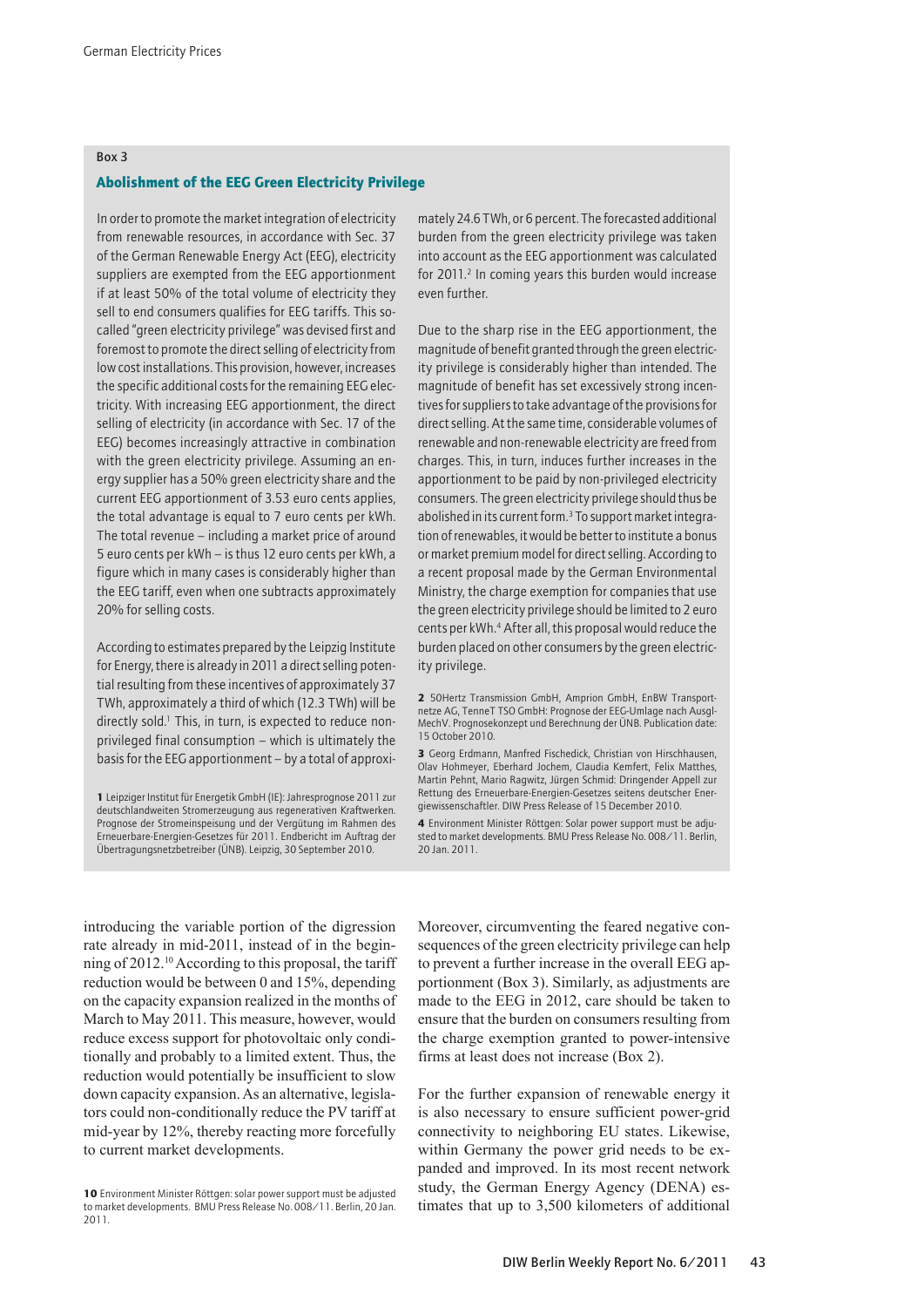Box 3

### Abolishment of the EEG Green Electricity Privilege

In order to promote the market integration of electricity from renewable resources, in accordance with Sec. 37 of the German Renewable Energy Act (EEG), electricity suppliers are exempted from the EEG apportionment if at least 50% of the total volume of electricity they sell to end consumers qualifies for EEG tariffs. This so-called "green electricity privilege" was devised first and foremost to promote the direct selling of electricity from low cost installations. This provision, however, increases the specific additional costs for the remaining EEG electricity. With increasing EEG apportionment, the direct selling of electricity (in accordance with Sec. 17 of the EEG) becomes increasingly attractive in combination with the green electricity privilege. Assuming an energy supplier has a 50% green electricity share and the current EEG apportionment of 3.53 euro cents applies, the total advantage is equal to 7 euro cents per kWh. The total revenue – including a market price of around 5 euro cents per kWh – is thus 12 euro cents per kWh, a figure which in many cases is considerably higher than the EEG tariff, even when one subtracts approximately 20% for selling costs.

According to estimates prepared by the Leipzig Institute for Energy, there is already in 2011 a direct selling potential resulting from these incentives of approximately 37 TWh, approximately a third of which (12.3 TWh) will be directly sold.[1] This, in turn, is expected to reduce non-privileged final consumption – which is ultimately the basis for the EEG apportionment – by a total of approximately 24.6 TWh, or 6 percent. The forecasted additional burden from the green electricity privilege was taken into account as the EEG apportionment was calculated for 2011.[2] In coming years this burden would increase even further.

Due to the sharp rise in the EEG apportionment, the magnitude of benefit granted through the green electricity privilege is considerably higher than intended. The magnitude of benefit has set excessively strong incentives for suppliers to take advantage of the provisions for direct selling. At the same time, considerable volumes of renewable and non-renewable electricity are freed from charges. This, in turn, induces further increases in the apportionment to be paid by non-privileged electricity consumers. The green electricity privilege should thus be abolished in its current form.[3] To support market integration of renewables, it would be better to institute a bonus or market premium model for direct selling. According to a recent proposal made by the German Environmental Ministry, the charge exemption for companies that use the green electricity privilege should be limited to 2 euro cents per kWh.[4] After all, this proposal would reduce the burden placed on other consumers by the green electricity privilege.

1 Leipziger Institut für Energetik GmbH (IE): Jahresprognose 2011 zur deutschlandweiten Stromerzeugung aus regenerativen Kraftwerken. Prognose der Stromeinspeisung und der Vergütung im Rahmen des Erneuerbare-Energien-Gesetzes für 2011. Endbericht im Auftrag der Übertragungsnetzbetreiber (ÜNB). Leipzig, 30 September 2010.

2 50Hertz Transmission GmbH, Amprion GmbH, EnBW Transportnetze AG, TenneT TSO GmbH: Prognose der EEG-Umlage nach AusglMechV. Prognosekonzept und Berechnung der ÜNB. Publication date: 15 October 2010.

3 Georg Erdmann, Manfred Fischedick, Christian von Hirschhausen, Olav Hohmeyer, Eberhard Jochem, Claudia Kemfert, Felix Matthes, Martin Pehnt, Mario Ragwitz, Jürgen Schmid: Dringender Appell zur Rettung des Erneuerbare-Energien-Gesetzes seitens deutscher Energiewissenschaftler. DIW Press Release of 15 December 2010.

4 Environment Minister Röttgen: Solar power support must be adjusted to market developments. BMU Press Release No. 008/11. Berlin, 20 Jan. 2011.

---

introducing the variable portion of the digression rate already in mid-2011, instead of in the beginning of 2012.[10] According to this proposal, the tariff reduction would be between 0 and 15%, depending on the capacity expansion realized in the months of March to May 2011. This measure, however, would reduce excess support for photovoltaic only conditionally and probably to a limited extent. Thus, the reduction would potentially be insufficient to slow down capacity expansion. As an alternative, legislators could non-conditionally reduce the PV tariff at mid-year by 12%, thereby reacting more forcefully to current market developments.

Moreover, circumventing the feared negative consequences of the green electricity privilege can help to prevent a further increase in the overall EEG apportionment (Box 3). Similarly, as adjustments are made to the EEG in 2012, care should be taken to ensure that the burden on consumers resulting from the charge exemption granted to power-intensive firms at least does not increase (Box 2).

For the further expansion of renewable energy it is also necessary to ensure sufficient power-grid connectivity to neighboring EU states. Likewise, within Germany the power grid needs to be expanded and improved. In its most recent network study, the German Energy Agency (DENA) estimates that up to 3,500 kilometers of additional

10 Environment Minister Röttgen: solar power support must be adjusted to market developments. BMU Press Release No. 008/11. Berlin, 20 Jan. 2011.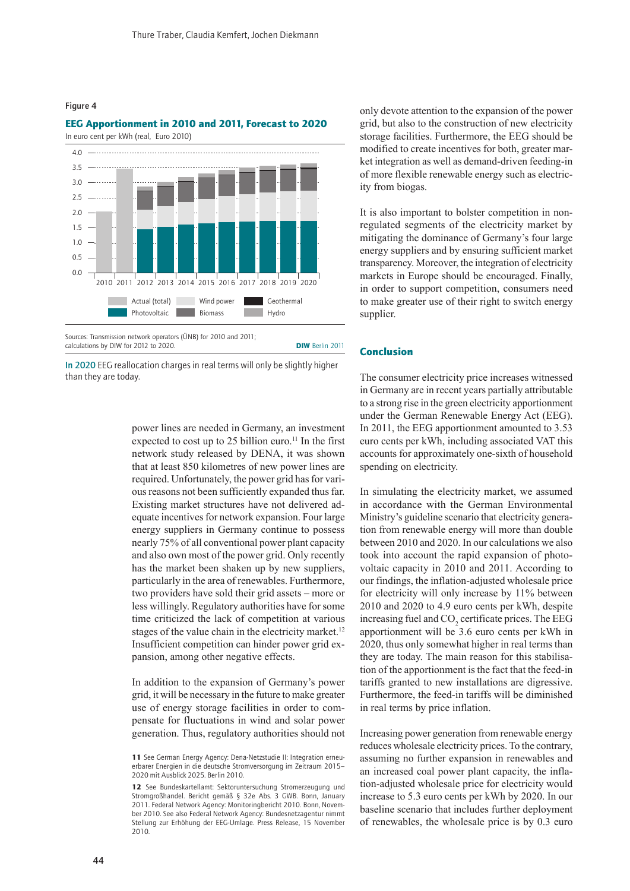Figure 4

**EEG Apportionment in 2010 and 2011, Forecast to 2020**

In euro cent per kWh (real, Euro 2010)

Sources: Transmission network operators (ÜNB) for 2010 and 2011; calculations by DIW for 2012 to 2020.

In 2020 EEG reallocation charges in real terms will only be slightly higher than they are today.

power lines are needed in Germany, an investment expected to cost up to 25 billion euro.[11] In the first network study released by DENA, it was shown that at least 850 kilometres of new power lines are required. Unfortunately, the power grid has for various reasons not been sufficiently expanded thus far. Existing market structures have not delivered adequate incentives for network expansion. Four large energy suppliers in Germany continue to possess nearly 75% of all conventional power plant capacity and also own most of the power grid. Only recently has the market been shaken up by new suppliers, particularly in the area of renewables. Furthermore, two providers have sold their grid assets – more or less willingly. Regulatory authorities have for some time criticized the lack of competition at various stages of the value chain in the electricity market.[12] Insufficient competition can hinder power grid expansion, among other negative effects.

In addition to the expansion of Germany's power grid, it will be necessary in the future to make greater use of energy storage facilities in order to compensate for fluctuations in wind and solar power generation. Thus, regulatory authorities should not only devote attention to the expansion of the power grid, but also to the construction of new electricity storage facilities. Furthermore, the EEG should be modified to create incentives for both, greater market integration as well as demand-driven feeding-in of more flexible renewable energy such as electricity from biogas.

It is also important to bolster competition in non-regulated segments of the electricity market by mitigating the dominance of Germany's four large energy suppliers and by ensuring sufficient market transparency. Moreover, the integration of electricity markets in Europe should be encouraged. Finally, in order to support competition, consumers need to make greater use of their right to switch energy supplier.

## Conclusion

The consumer electricity price increases witnessed in Germany are in recent years partially attributable to a strong rise in the green electricity apportionment under the German Renewable Energy Act (EEG). In 2011, the EEG apportionment amounted to 3.53 euro cents per kWh, including associated VAT this accounts for approximately one-sixth of household spending on electricity.

In simulating the electricity market, we assumed in accordance with the German Environmental Ministry's guideline scenario that electricity generation from renewable energy will more than double between 2010 and 2020. In our calculations we also took into account the rapid expansion of photovoltaic capacity in 2010 and 2011. According to our findings, the inflation-adjusted wholesale price for electricity will only increase by 11% between 2010 and 2020 to 4.9 euro cents per kWh, despite increasing fuel and $CO_2$ certificate prices. The EEG apportionment will be 3.6 euro cents per kWh in 2020, thus only somewhat higher in real terms than they are today. The main reason for this stabilisation of the apportionment is the fact that the feed-in tariffs granted to new installations are digressive. Furthermore, the feed-in tariffs will be diminished in real terms by price inflation.

Increasing power generation from renewable energy reduces wholesale electricity prices. To the contrary, assuming no further expansion in renewables and an increased coal power plant capacity, the inflation-adjusted wholesale price for electricity would increase to 5.3 euro cents per kWh by 2020. In our baseline scenario that includes further deployment of renewables, the wholesale price is by 0.3 euro

11 See German Energy Agency: Dena-Netzstudie II: Integration erneuerbarer Energien in die deutsche Stromversorgung im Zeitraum 2015–2020 mit Ausblick 2025. Berlin 2010.

12 See Bundeskartellamt: Sektoruntersuchung Stromerzeugung und Stromgroßhandel. Bericht gemäß § 32e Abs. 3 GWB. Bonn, January 2011. Federal Network Agency: Monitoringbericht 2010. Bonn, November 2010. See also Federal Network Agency: Bundesnetzagentur nimmt Stellung zur Erhöhung der EEG-Umlage. Press Release, 15 November 2010.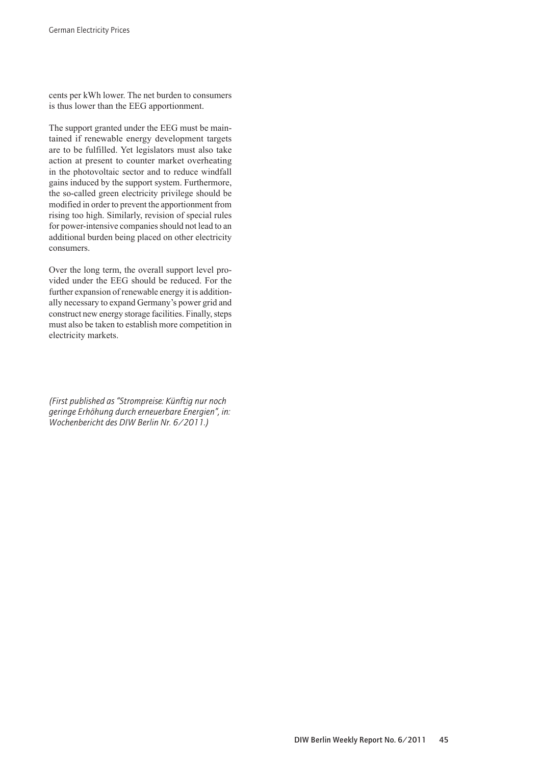cents per kWh lower. The net burden to consumers is thus lower than the EEG apportionment.

The support granted under the EEG must be maintained if renewable energy development targets are to be fulfilled. Yet legislators must also take action at present to counter market overheating in the photovoltaic sector and to reduce windfall gains induced by the support system. Furthermore, the so-called green electricity privilege should be modified in order to prevent the apportionment from rising too high. Similarly, revision of special rules for power-intensive companies should not lead to an additional burden being placed on other electricity consumers.

Over the long term, the overall support level provided under the EEG should be reduced. For the further expansion of renewable energy it is additionally necessary to expand Germany's power grid and construct new energy storage facilities. Finally, steps must also be taken to establish more competition in electricity markets.

*(First published as "Strompreise: Künftig nur noch geringe Erhöhung durch erneuerbare Energien", in: Wochenbericht des DIW Berlin Nr. 6/2011.)*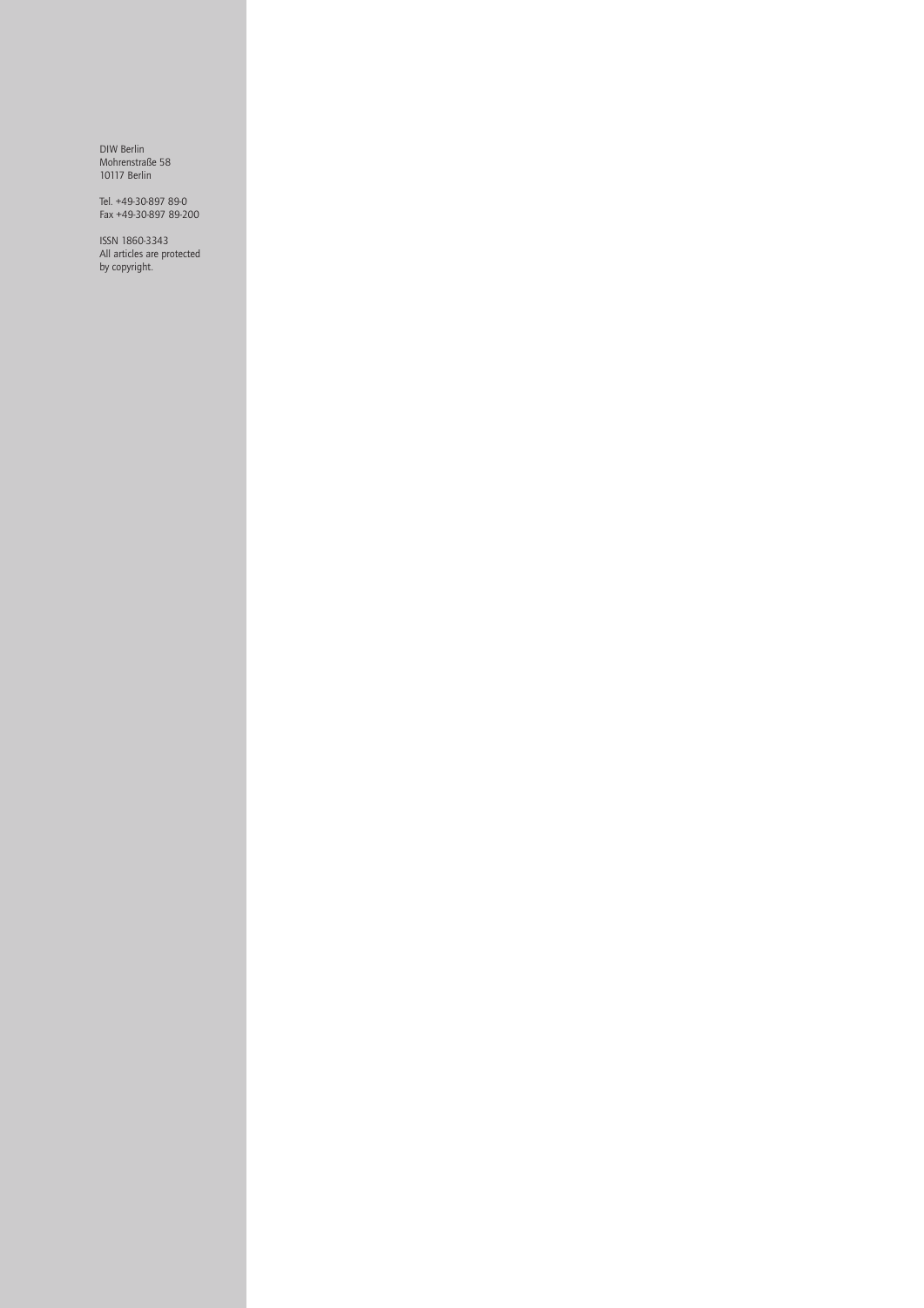DIW Berlin
Mohrenstraße 58
10117 Berlin

Tel. +49-30-897 89-0
Fax +49-30-897 89-200

ISSN 1860-3343
All articles are protected by copyright.